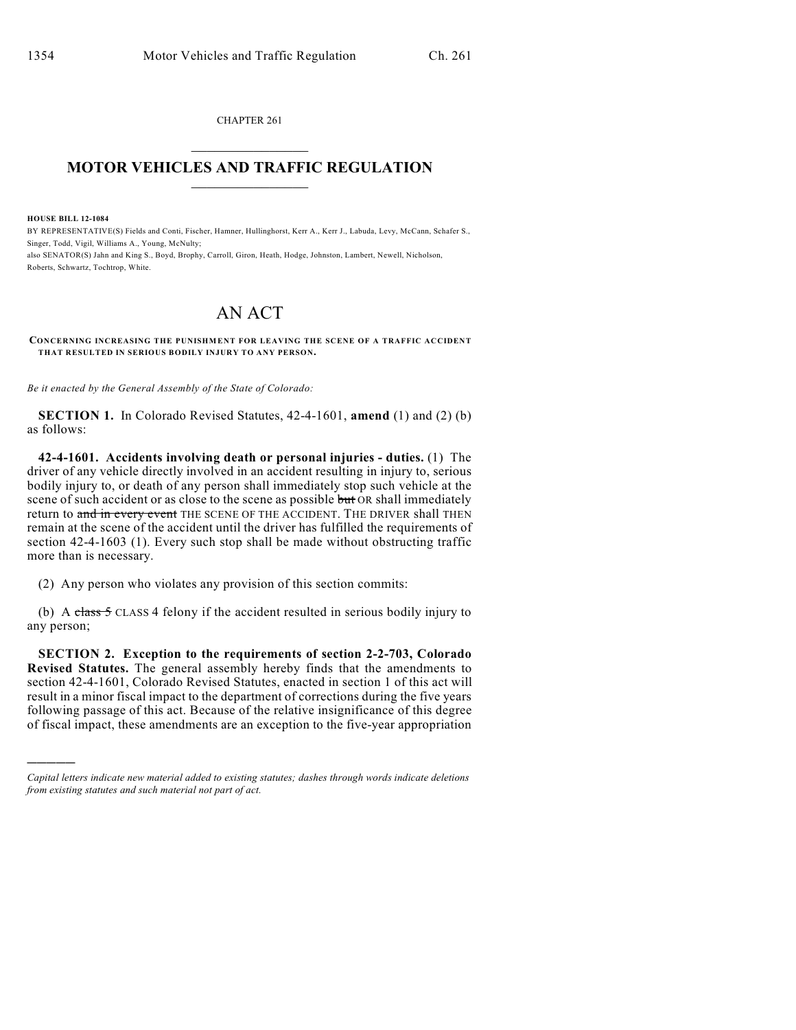CHAPTER 261

# MOTOR VEHICLES AND TRAFFIC REGULATION

**HOUSE BILL 12-1084**

BY REPRESENTATIVE(S) Fields and Conti, Fischer, Hamner, Hullinghorst, Kerr A., Kerr J., Labuda, Levy, McCann, Schafer S., Singer, Todd, Vigil, Williams A., Young, McNulty;
also SENATOR(S) Jahn and King S., Boyd, Brophy, Carroll, Giron, Heath, Hodge, Johnston, Lambert, Newell, Nicholson, Roberts, Schwartz, Tochtrop, White.

# AN ACT

**CONCERNING INCREASING THE PUNISHMENT FOR LEAVING THE SCENE OF A TRAFFIC ACCIDENT THAT RESULTED IN SERIOUS BODILY INJURY TO ANY PERSON.**

*Be it enacted by the General Assembly of the State of Colorado:*

**SECTION 1.** In Colorado Revised Statutes, 42-4-1601, **amend** (1) and (2) (b) as follows:

**42-4-1601. Accidents involving death or personal injuries - duties.** (1) The driver of any vehicle directly involved in an accident resulting in injury to, serious bodily injury to, or death of any person shall immediately stop such vehicle at the scene of such accident or as close to the scene as possible ~~but~~ OR shall immediately return to ~~and in every event~~ THE SCENE OF THE ACCIDENT. THE DRIVER shall THEN remain at the scene of the accident until the driver has fulfilled the requirements of section 42-4-1603 (1). Every such stop shall be made without obstructing traffic more than is necessary.

(2) Any person who violates any provision of this section commits:

(b) A ~~class 5~~ CLASS 4 felony if the accident resulted in serious bodily injury to any person;

**SECTION 2. Exception to the requirements of section 2-2-703, Colorado Revised Statutes.** The general assembly hereby finds that the amendments to section 42-4-1601, Colorado Revised Statutes, enacted in section 1 of this act will result in a minor fiscal impact to the department of corrections during the five years following passage of this act. Because of the relative insignificance of this degree of fiscal impact, these amendments are an exception to the five-year appropriation

---

*Capital letters indicate new material added to existing statutes; dashes through words indicate deletions from existing statutes and such material not part of act.*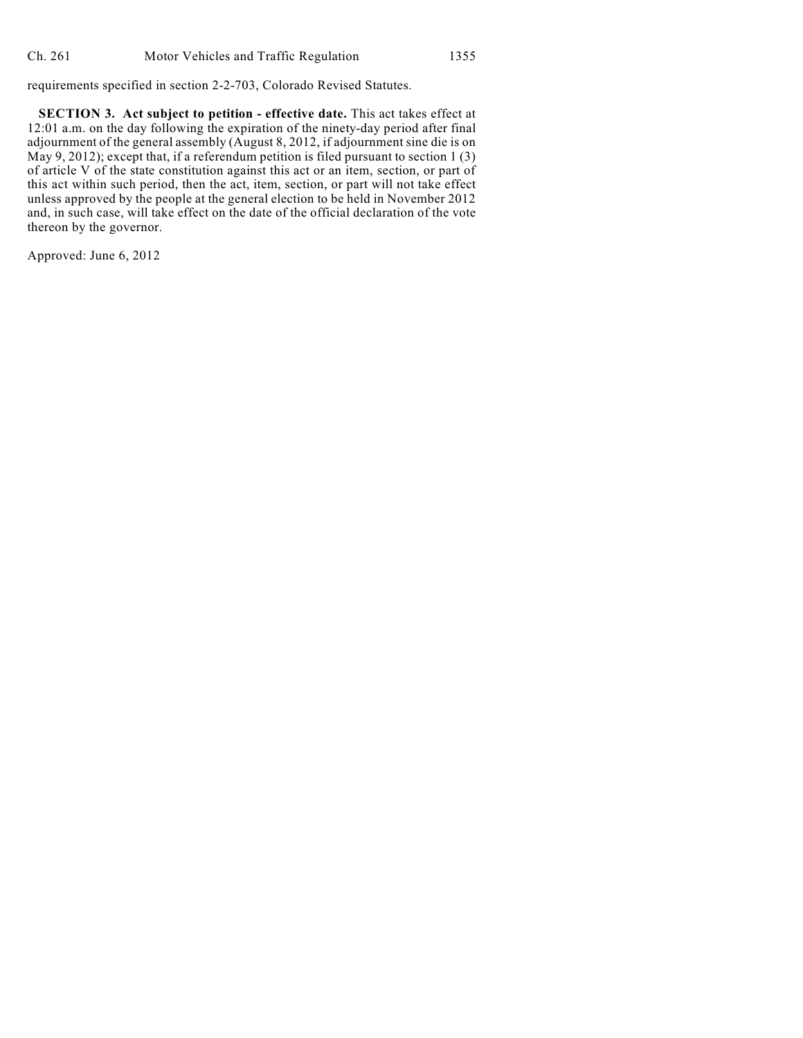requirements specified in section 2-2-703, Colorado Revised Statutes.

**SECTION 3. Act subject to petition - effective date.** This act takes effect at 12:01 a.m. on the day following the expiration of the ninety-day period after final adjournment of the general assembly (August 8, 2012, if adjournment sine die is on May 9, 2012); except that, if a referendum petition is filed pursuant to section 1 (3) of article V of the state constitution against this act or an item, section, or part of this act within such period, then the act, item, section, or part will not take effect unless approved by the people at the general election to be held in November 2012 and, in such case, will take effect on the date of the official declaration of the vote thereon by the governor.

Approved: June 6, 2012